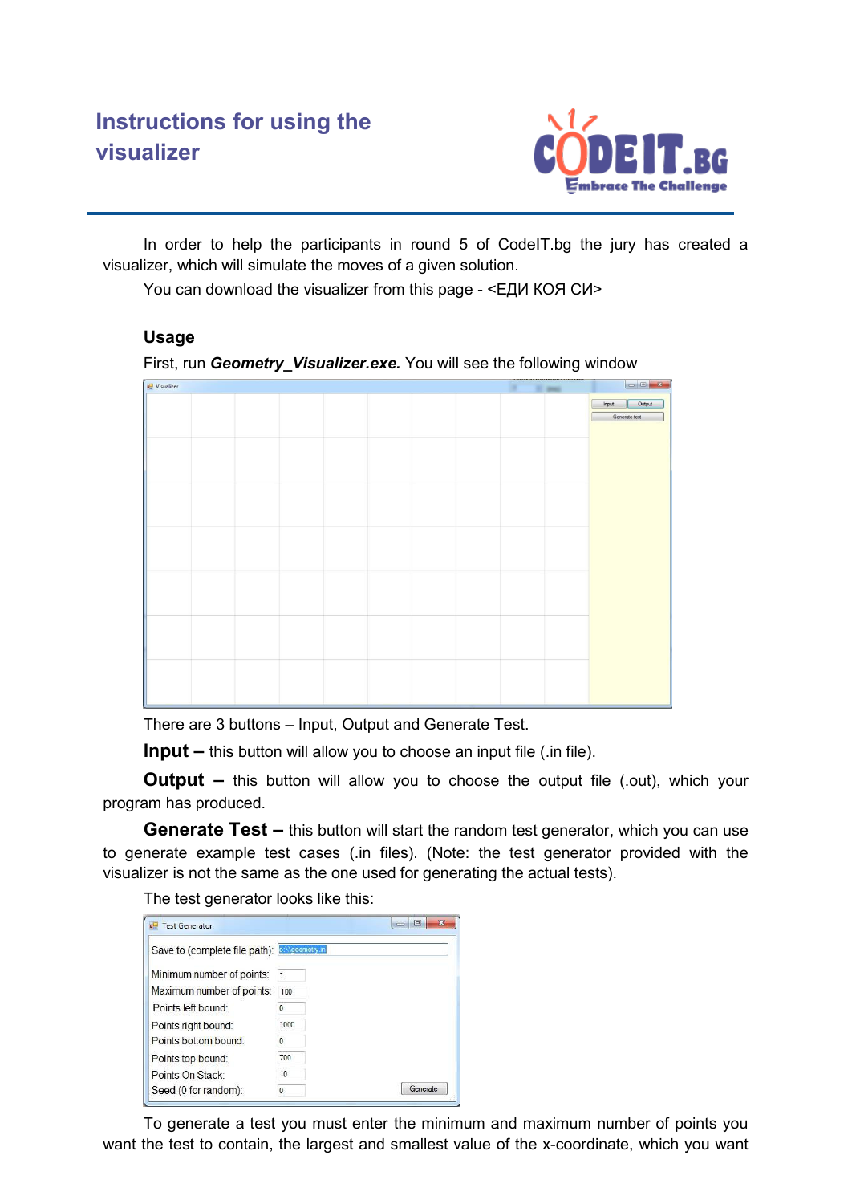# Instructions for using the visualizer

In order to help the participants in round 5 of CodeIT.bg the jury has created a visualizer, which will simulate the moves of a given solution.

You can download the visualizer from this page - <ЕДИ КОЯ СИ>

### Usage

First, run ***Geometry_Visualizer.exe.*** You will see the following window

There are 3 buttons – Input, Output and Generate Test.

**Input –** this button will allow you to choose an input file (.in file).

**Output –** this button will allow you to choose the output file (.out), which your program has produced.

**Generate Test –** this button will start the random test generator, which you can use to generate example test cases (.in files). (Note: the test generator provided with the visualizer is not the same as the one used for generating the actual tests).

The test generator looks like this:

To generate a test you must enter the minimum and maximum number of points you want the test to contain, the largest and smallest value of the x-coordinate, which you want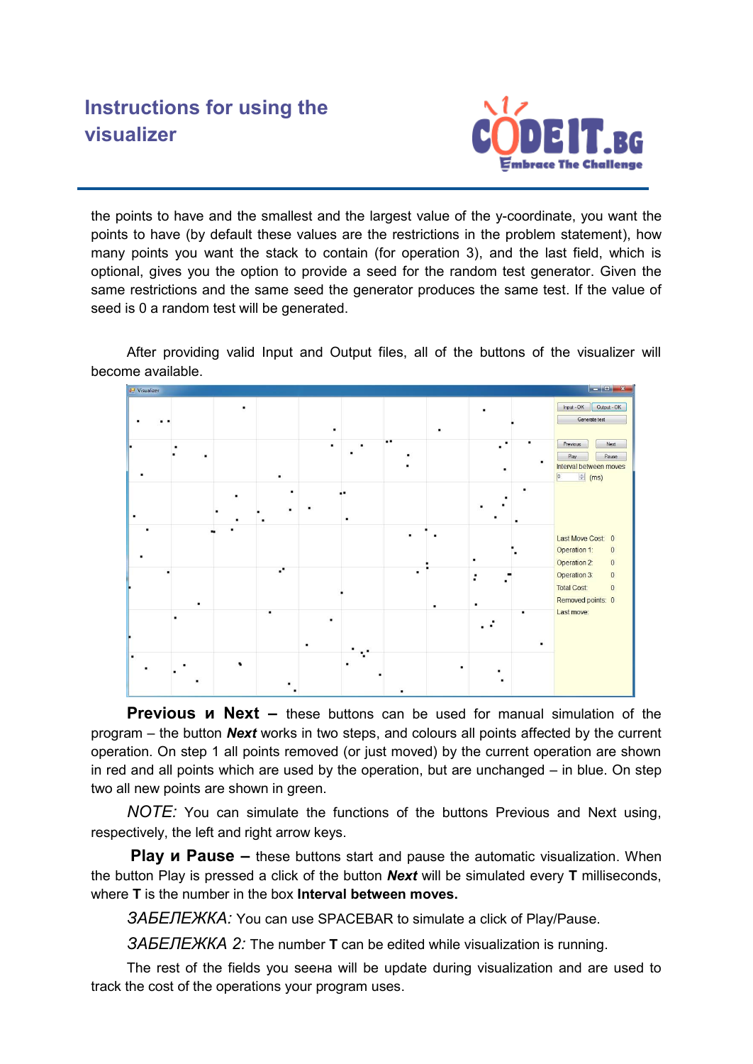the points to have and the smallest and the largest value of the y-coordinate, you want the points to have (by default these values are the restrictions in the problem statement), how many points you want the stack to contain (for operation 3), and the last field, which is optional, gives you the option to provide a seed for the random test generator. Given the same restrictions and the same seed the generator produces the same test. If the value of seed is 0 a random test will be generated.

After providing valid Input and Output files, all of the buttons of the visualizer will become available.

**Previous и Next –** these buttons can be used for manual simulation of the program – the button ***Next*** works in two steps, and colours all points affected by the current operation. On step 1 all points removed (or just moved) by the current operation are shown in red and all points which are used by the operation, but are unchanged – in blue. On step two all new points are shown in green.

*NOTE:* You can simulate the functions of the buttons Previous and Next using, respectively, the left and right arrow keys.

**Play и Pause –** these buttons start and pause the automatic visualization. When the button Play is pressed a click of the button ***Next*** will be simulated every **T** milliseconds, where **T** is the number in the box **Interval between moves.**

*ЗАБЕЛЕЖКА:* You can use SPACEBAR to simulate a click of Play/Pause.

*ЗАБЕЛЕЖКА 2:* The number **T** can be edited while visualization is running.

The rest of the fields you seeнa will be update during visualization and are used to track the cost of the operations your program uses.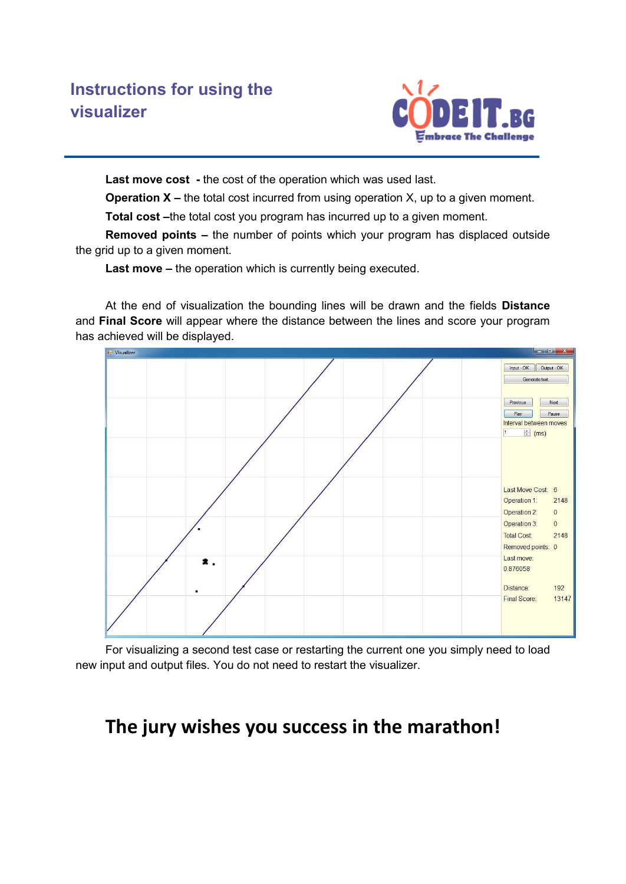**Last move cost** - the cost of the operation which was used last.

**Operation X –** the total cost incurred from using operation X, up to a given moment.

**Total cost –**the total cost you program has incurred up to a given moment.

**Removed points –** the number of points which your program has displaced outside the grid up to a given moment.

**Last move –** the operation which is currently being executed.

At the end of visualization the bounding lines will be drawn and the fields **Distance** and **Final Score** will appear where the distance between the lines and score your program has achieved will be displayed.

For visualizing a second test case or restarting the current one you simply need to load new input and output files. You do not need to restart the visualizer.

## The jury wishes you success in the marathon!